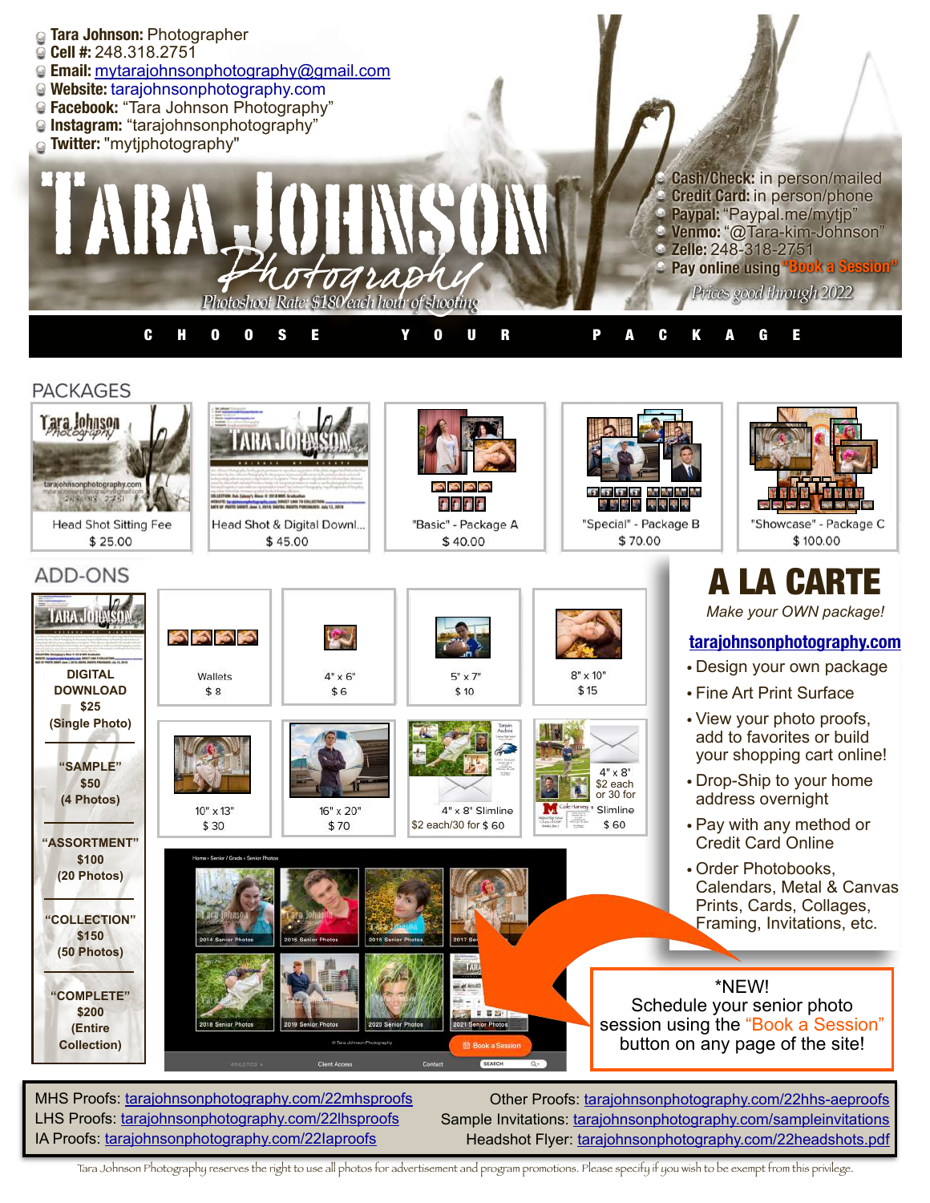- **Tara Johnson:** Photographer
- **Cell #:** 248.318.2751
- **Email:** mytarajohnsonphotography@gmail.com
- **Website:** tarajohnsonphotography.com
- **Facebook:** "Tara Johnson Photography"
- **Instagram:** "tarajohnsonphotography"
- **Twitter:** "mytjphotography"

# TARA JOHNSON Photography

*Photoshoot Rate: $180 each hour of shooting*

- **Cash/Check:** in person/mailed
- **Credit Card:** in person/phone
- **Paypal:** "Paypal.me/mytjp"
- **Venmo:** "@Tara-kim-Johnson"
- **Zelle:** 248-318-2751
- **Pay online using "Book a Session"**

*Prices good through 2022*

## CHOOSE YOUR PACKAGE

### PACKAGES

| Package | Price |
|---|---|
| Head Shot Sitting Fee | $ 25.00 |
| Head Shot & Digital Downl... | $ 45.00 |
| "Basic" - Package A | $ 40.00 |
| "Special" - Package B | $ 70.00 |
| "Showcase" - Package C | $ 100.00 |

### ADD-ONS

**DIGITAL DOWNLOAD**
- $25 (Single Photo)
- "SAMPLE" $50 (4 Photos)
- "ASSORTMENT" $100 (20 Photos)
- "COLLECTION" $150 (50 Photos)
- "COMPLETE" $200 (Entire Collection)

| Item | Price |
|---|---|
| Wallets | $ 8 |
| 4" x 6" | $ 6 |
| 5" x 7" | $ 10 |
| 8" x 10" | $ 15 |
| 10" x 13" | $ 30 |
| 16" x 20" | $ 70 |
| 4" x 8" Slimline | $2 each/30 for $ 60 |
| 4" x 8" Slimline | $2 each or 30 for $ 60 |

## A LA CARTE

*Make your OWN package!*

**tarajohnsonphotography.com**

- Design your own package
- Fine Art Print Surface
- View your photo proofs, add to favorites or build your shopping cart online!
- Drop-Ship to your home address overnight
- Pay with any method or Credit Card Online
- Order Photobooks, Calendars, Metal & Canvas Prints, Cards, Collages, Framing, Invitations, etc.

*NEW!
Schedule your senior photo session using the "Book a Session" button on any page of the site!

MHS Proofs: tarajohnsonphotography.com/22mhsproofs
LHS Proofs: tarajohnsonphotography.com/22lhsproofs
IA Proofs: tarajohnsonphotography.com/22laproofs
Other Proofs: tarajohnsonphotography.com/22hhs-aeproofs
Sample Invitations: tarajohnsonphotography.com/sampleinvitations
Headshot Flyer: tarajohnsonphotography.com/22headshots.pdf

Tara Johnson Photography reserves the right to use all photos for advertisement and program promotions. Please specify if you wish to be exempt from this privilege.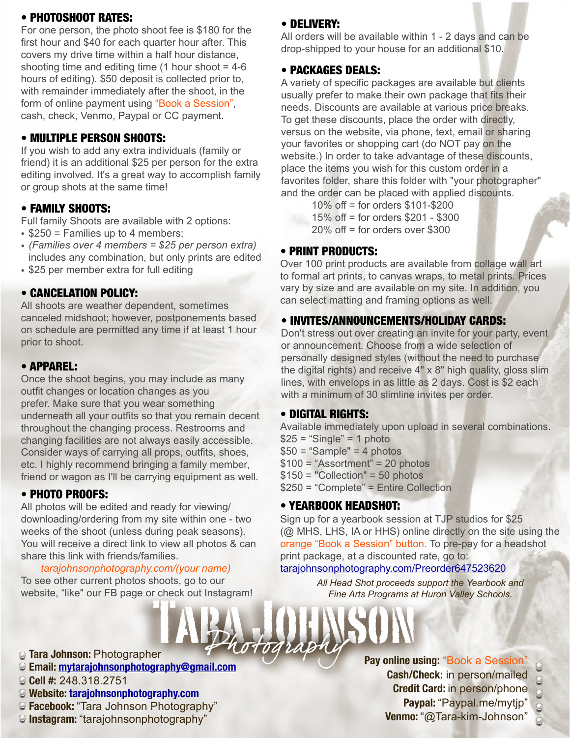## • PHOTOSHOOT RATES:

For one person, the photo shoot fee is $180 for the first hour and $40 for each quarter hour after. This covers my drive time within a half hour distance, shooting time and editing time (1 hour shoot = 4-6 hours of editing). $50 deposit is collected prior to, with remainder immediately after the shoot, in the form of online payment using "Book a Session", cash, check, Venmo, Paypal or CC payment.

## • MULTIPLE PERSON SHOOTS:

If you wish to add any extra individuals (family or friend) it is an additional $25 per person for the extra editing involved. It's a great way to accomplish family or group shots at the same time!

## • FAMILY SHOOTS:

Full family Shoots are available with 2 options:

- $250 = Families up to 4 members;
- *(Families over 4 members = $25 per person extra)* includes any combination, but only prints are edited
- $25 per member extra for full editing

## • CANCELATION POLICY:

All shoots are weather dependent, sometimes canceled midshoot; however, postponements based on schedule are permitted any time if at least 1 hour prior to shoot.

## • APPAREL:

Once the shoot begins, you may include as many outfit changes or location changes as you prefer. Make sure that you wear something underneath all your outfits so that you remain decent throughout the changing process. Restrooms and changing facilities are not always easily accessible. Consider ways of carrying all props, outfits, shoes, etc. I highly recommend bringing a family member, friend or wagon as I'll be carrying equipment as well.

## • PHOTO PROOFS:

All photos will be edited and ready for viewing/downloading/ordering from my site within one - two weeks of the shoot (unless during peak seasons). You will receive a direct link to view all photos & can share this link with friends/families.

*tarajohnsonphotography.com/(your name)*

To see other current photo shoots, go to our website, "like" our FB page or check out Instagram!

## • DELIVERY:

All orders will be available within 1 - 2 days and can be drop-shipped to your house for an additional $10.

## • PACKAGES DEALS:

A variety of specific packages are available but clients usually prefer to make their own package that fits their needs. Discounts are available at various price breaks. To get these discounts, place the order with directly, versus on the website, via phone, text, email or sharing your favorites or shopping cart (do NOT pay on the website.) In order to take advantage of these discounts, place the items you wish for this custom order in a favorites folder, share this folder with "your photographer" and the order can be placed with applied discounts.

10% off = for orders $101-$200
15% off = for orders $201 - $300
20% off = for orders over $300

## • PRINT PRODUCTS:

Over 100 print products are available from collage wall art to formal art prints, to canvas wraps, to metal prints. Prices vary by size and are available on my site. In addition, you can select matting and framing options as well.

## • INVITES/ANNOUNCEMENTS/HOLIDAY CARDS:

Don't stress out over creating an invite for your party, event or announcement. Choose from a wide selection of personally designed styles (without the need to purchase the digital rights) and receive 4" x 8" high quality, gloss slim lines, with envelops in as little as 2 days. Cost is $2 each with a minimum of 30 slimline invites per order.

## • DIGITAL RIGHTS:

Available immediately upon upload in several combinations.

$25 = "Single" = 1 photo
$50 = "Sample" = 4 photos
$100 = "Assortment" = 20 photos
$150 = "Collection" = 50 photos
$250 = "Complete" = Entire Collection

## • YEARBOOK HEADSHOT:

Sign up for a yearbook session at TJP studios for $25 (@ MHS, LHS, IA or HHS) online directly on the site using the orange "Book a Session" button. To pre-pay for a headshot print package, at a discounted rate, go to: tarajohnsonphotography.com/Preorder647523620

*All Head Shot proceeds support the Yearbook and Fine Arts Programs at Huron Valley Schools.*

# TARA JOHNSON Photography

- **Tara Johnson:** Photographer
- **Email:** mytarajohnsonphotography@gmail.com
- **Cell #:** 248.318.2751
- **Website:** tarajohnsonphotography.com
- **Facebook:** "Tara Johnson Photography"
- **Instagram:** "tarajohnsonphotography"

**Pay online using:** "Book a Session"
**Cash/Check:** in person/mailed
**Credit Card:** in person/phone
**Paypal:** "Paypal.me/mytjp"
**Venmo:** "@Tara-kim-Johnson"